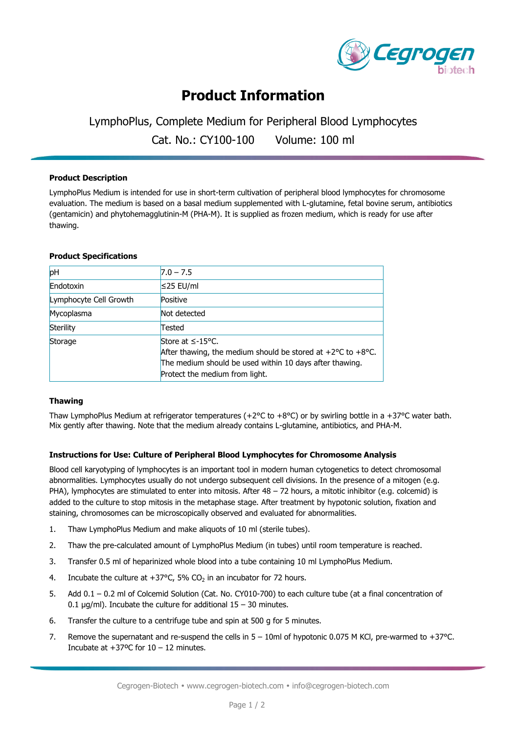# Product Information

LymphoPlus, Complete Medium for Peripheral Blood Lymphocytes

Cat. No.: CY100-100 Volume: 100 ml

### Product Description

LymphoPlus Medium is intended for use in short-term cultivation of peripheral blood lymphocytes for chromosome evaluation. The medium is based on a basal medium supplemented with L-glutamine, fetal bovine serum, antibiotics (gentamicin) and phytohemagglutinin-M (PHA-M). It is supplied as frozen medium, which is ready for use after thawing.

### Product Specifications

| | |
|---|---|
| pH | 7.0 – 7.5 |
| Endotoxin | ≤25 EU/ml |
| Lymphocyte Cell Growth | Positive |
| Mycoplasma | Not detected |
| Sterility | Tested |
| Storage | Store at ≤-15°C.<br>After thawing, the medium should be stored at +2°C to +8°C.<br>The medium should be used within 10 days after thawing.<br>Protect the medium from light. |

### Thawing

Thaw LymphoPlus Medium at refrigerator temperatures (+2°C to +8°C) or by swirling bottle in a +37°C water bath. Mix gently after thawing. Note that the medium already contains L-glutamine, antibiotics, and PHA-M.

### Instructions for Use: Culture of Peripheral Blood Lymphocytes for Chromosome Analysis

Blood cell karyotyping of lymphocytes is an important tool in modern human cytogenetics to detect chromosomal abnormalities. Lymphocytes usually do not undergo subsequent cell divisions. In the presence of a mitogen (e.g. PHA), lymphocytes are stimulated to enter into mitosis. After 48 – 72 hours, a mitotic inhibitor (e.g. colcemid) is added to the culture to stop mitosis in the metaphase stage. After treatment by hypotonic solution, fixation and staining, chromosomes can be microscopically observed and evaluated for abnormalities.

1. Thaw LymphoPlus Medium and make aliquots of 10 ml (sterile tubes).
2. Thaw the pre-calculated amount of LymphoPlus Medium (in tubes) until room temperature is reached.
3. Transfer 0.5 ml of heparinized whole blood into a tube containing 10 ml LymphoPlus Medium.
4. Incubate the culture at +37°C, 5% $CO_2$ in an incubator for 72 hours.
5. Add 0.1 – 0.2 ml of Colcemid Solution (Cat. No. CY010-700) to each culture tube (at a final concentration of 0.1 µg/ml). Incubate the culture for additional 15 – 30 minutes.
6. Transfer the culture to a centrifuge tube and spin at 500 g for 5 minutes.
7. Remove the supernatant and re-suspend the cells in 5 – 10ml of hypotonic 0.075 M KCl, pre-warmed to +37°C. Incubate at +37ºC for 10 – 12 minutes.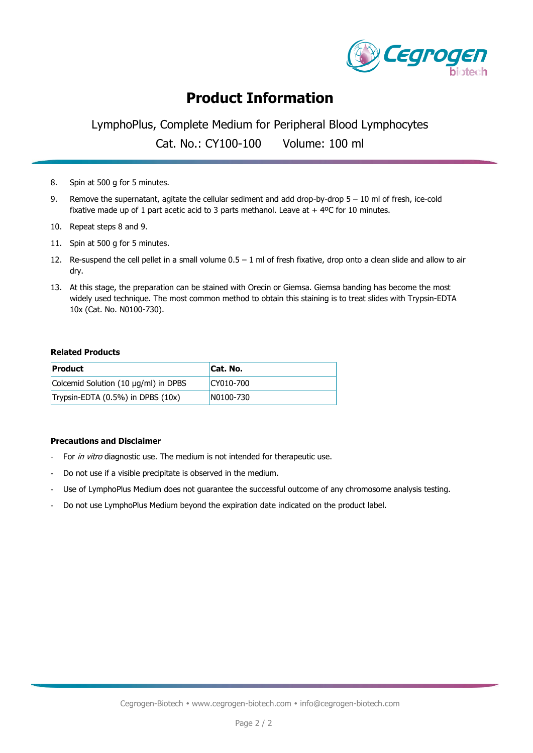# Product Information

LymphoPlus, Complete Medium for Peripheral Blood Lymphocytes

Cat. No.: CY100-100 Volume: 100 ml

8. Spin at 500 g for 5 minutes.
9. Remove the supernatant, agitate the cellular sediment and add drop-by-drop 5 – 10 ml of fresh, ice-cold fixative made up of 1 part acetic acid to 3 parts methanol. Leave at + 4ºC for 10 minutes.
10. Repeat steps 8 and 9.
11. Spin at 500 g for 5 minutes.
12. Re-suspend the cell pellet in a small volume 0.5 – 1 ml of fresh fixative, drop onto a clean slide and allow to air dry.
13. At this stage, the preparation can be stained with Orecin or Giemsa. Giemsa banding has become the most widely used technique. The most common method to obtain this staining is to treat slides with Trypsin-EDTA 10x (Cat. No. N0100-730).

**Related Products**

| Product | Cat. No. |
| --- | --- |
| Colcemid Solution (10 µg/ml) in DPBS | CY010-700 |
| Trypsin-EDTA (0.5%) in DPBS (10x) | N0100-730 |

**Precautions and Disclaimer**

- For *in vitro* diagnostic use. The medium is not intended for therapeutic use.
- Do not use if a visible precipitate is observed in the medium.
- Use of LymphoPlus Medium does not guarantee the successful outcome of any chromosome analysis testing.
- Do not use LymphoPlus Medium beyond the expiration date indicated on the product label.

Cegrogen-Biotech • www.cegrogen-biotech.com • info@cegrogen-biotech.com